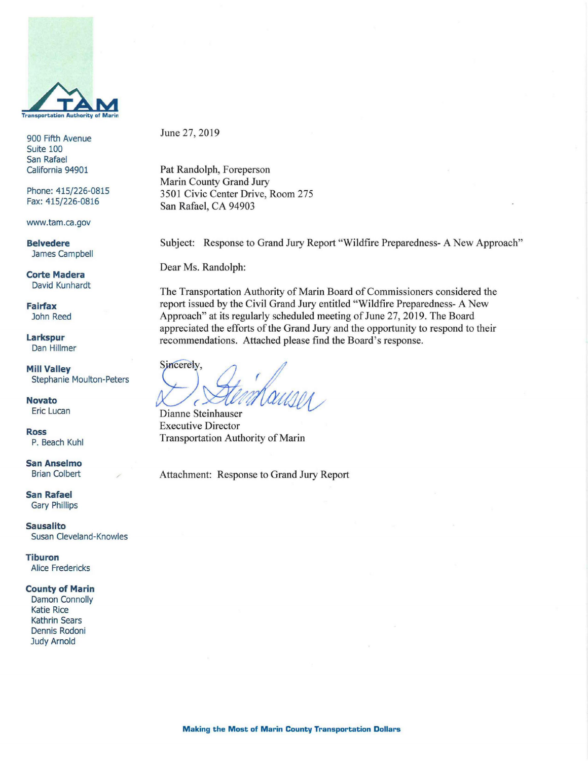**TAM**
Transportation Authority of Marin

900 Fifth Avenue
Suite 100
San Rafael
California 94901

Phone: 415/226-0815
Fax: 415/226-0816

www.tam.ca.gov

**Belvedere**
James Campbell

**Corte Madera**
David Kunhardt

**Fairfax**
John Reed

**Larkspur**
Dan Hillmer

**Mill Valley**
Stephanie Moulton-Peters

**Novato**
Eric Lucan

**Ross**
P. Beach Kuhl

**San Anselmo**
Brian Colbert

**San Rafael**
Gary Phillips

**Sausalito**
Susan Cleveland-Knowles

**Tiburon**
Alice Fredericks

**County of Marin**
Damon Connolly
Katie Rice
Kathrin Sears
Dennis Rodoni
Judy Arnold

June 27, 2019

Pat Randolph, Foreperson
Marin County Grand Jury
3501 Civic Center Drive, Room 275
San Rafael, CA 94903

Subject: Response to Grand Jury Report "Wildfire Preparedness- A New Approach"

Dear Ms. Randolph:

The Transportation Authority of Marin Board of Commissioners considered the report issued by the Civil Grand Jury entitled "Wildfire Preparedness- A New Approach" at its regularly scheduled meeting of June 27, 2019. The Board appreciated the efforts of the Grand Jury and the opportunity to respond to their recommendations. Attached please find the Board's response.

Sincerely,

D. Steinhauser

Dianne Steinhauser
Executive Director
Transportation Authority of Marin

Attachment: Response to Grand Jury Report

**Making the Most of Marin County Transportation Dollars**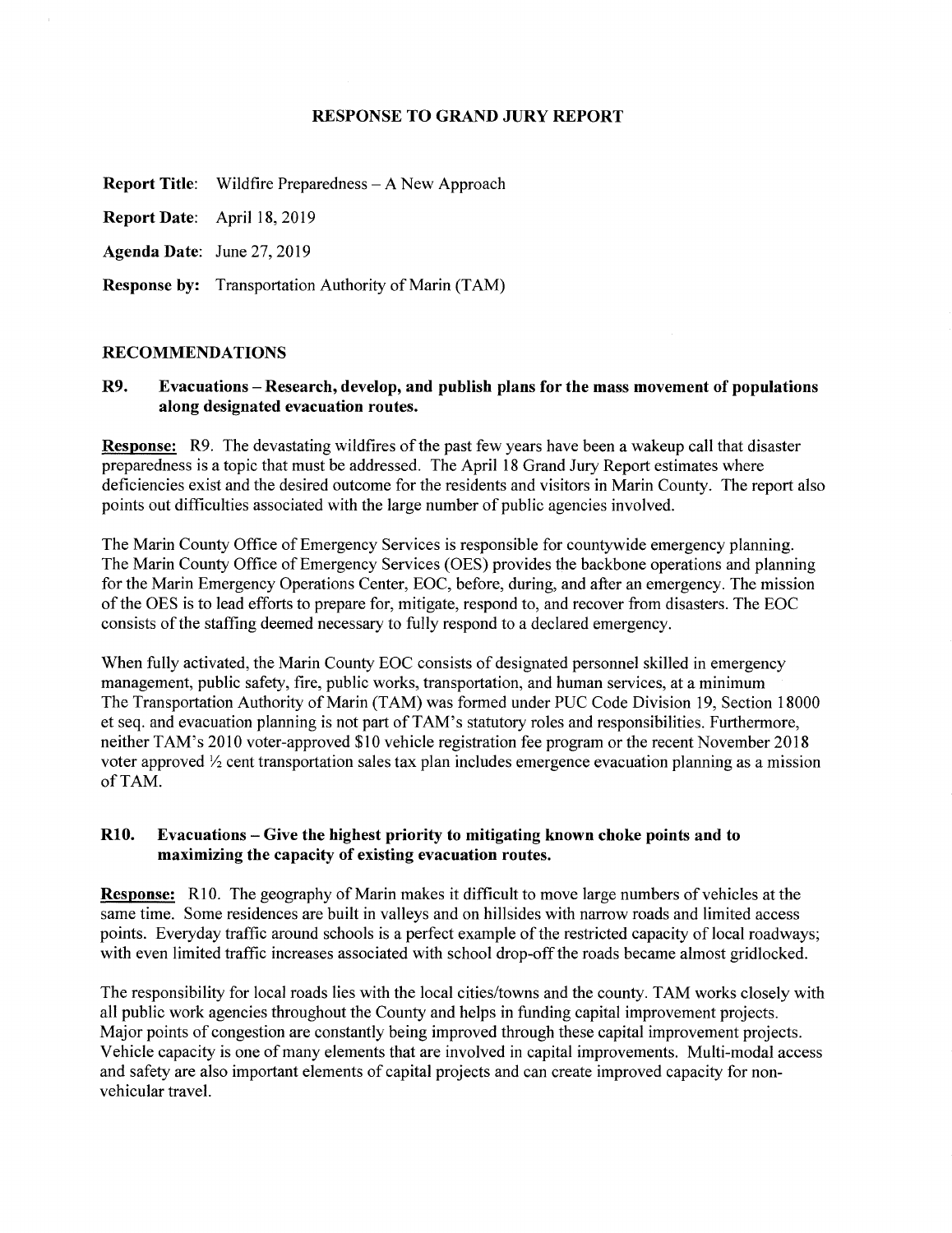# RESPONSE TO GRAND JURY REPORT

**Report Title:** Wildfire Preparedness – A New Approach

**Report Date:** April 18, 2019

**Agenda Date:** June 27, 2019

**Response by:** Transportation Authority of Marin (TAM)

## RECOMMENDATIONS

### R9. Evacuations – Research, develop, and publish plans for the mass movement of populations along designated evacuation routes.

**Response:** R9. The devastating wildfires of the past few years have been a wakeup call that disaster preparedness is a topic that must be addressed. The April 18 Grand Jury Report estimates where deficiencies exist and the desired outcome for the residents and visitors in Marin County. The report also points out difficulties associated with the large number of public agencies involved.

The Marin County Office of Emergency Services is responsible for countywide emergency planning. The Marin County Office of Emergency Services (OES) provides the backbone operations and planning for the Marin Emergency Operations Center, EOC, before, during, and after an emergency. The mission of the OES is to lead efforts to prepare for, mitigate, respond to, and recover from disasters. The EOC consists of the staffing deemed necessary to fully respond to a declared emergency.

When fully activated, the Marin County EOC consists of designated personnel skilled in emergency management, public safety, fire, public works, transportation, and human services, at a minimum The Transportation Authority of Marin (TAM) was formed under PUC Code Division 19, Section 18000 et seq. and evacuation planning is not part of TAM's statutory roles and responsibilities. Furthermore, neither TAM's 2010 voter-approved $10 vehicle registration fee program or the recent November 2018 voter approved ½ cent transportation sales tax plan includes emergence evacuation planning as a mission of TAM.

### R10. Evacuations – Give the highest priority to mitigating known choke points and to maximizing the capacity of existing evacuation routes.

**Response:** R10. The geography of Marin makes it difficult to move large numbers of vehicles at the same time. Some residences are built in valleys and on hillsides with narrow roads and limited access points. Everyday traffic around schools is a perfect example of the restricted capacity of local roadways; with even limited traffic increases associated with school drop-off the roads became almost gridlocked.

The responsibility for local roads lies with the local cities/towns and the county. TAM works closely with all public work agencies throughout the County and helps in funding capital improvement projects. Major points of congestion are constantly being improved through these capital improvement projects. Vehicle capacity is one of many elements that are involved in capital improvements. Multi-modal access and safety are also important elements of capital projects and can create improved capacity for non-vehicular travel.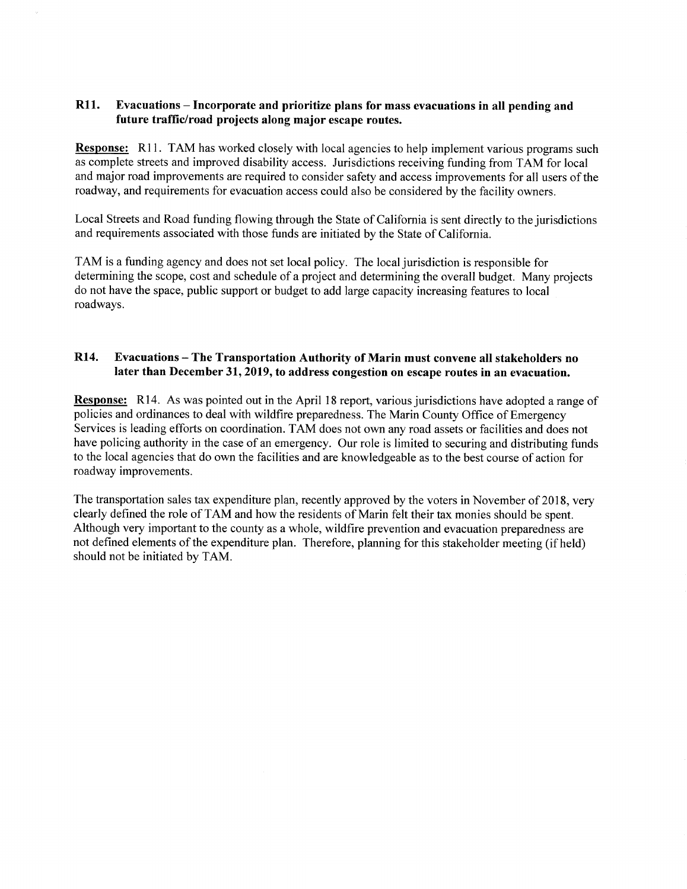**R11. Evacuations – Incorporate and prioritize plans for mass evacuations in all pending and future traffic/road projects along major escape routes.**

**Response:** R11. TAM has worked closely with local agencies to help implement various programs such as complete streets and improved disability access. Jurisdictions receiving funding from TAM for local and major road improvements are required to consider safety and access improvements for all users of the roadway, and requirements for evacuation access could also be considered by the facility owners.

Local Streets and Road funding flowing through the State of California is sent directly to the jurisdictions and requirements associated with those funds are initiated by the State of California.

TAM is a funding agency and does not set local policy. The local jurisdiction is responsible for determining the scope, cost and schedule of a project and determining the overall budget. Many projects do not have the space, public support or budget to add large capacity increasing features to local roadways.

**R14. Evacuations – The Transportation Authority of Marin must convene all stakeholders no later than December 31, 2019, to address congestion on escape routes in an evacuation.**

**Response:** R14. As was pointed out in the April 18 report, various jurisdictions have adopted a range of policies and ordinances to deal with wildfire preparedness. The Marin County Office of Emergency Services is leading efforts on coordination. TAM does not own any road assets or facilities and does not have policing authority in the case of an emergency. Our role is limited to securing and distributing funds to the local agencies that do own the facilities and are knowledgeable as to the best course of action for roadway improvements.

The transportation sales tax expenditure plan, recently approved by the voters in November of 2018, very clearly defined the role of TAM and how the residents of Marin felt their tax monies should be spent. Although very important to the county as a whole, wildfire prevention and evacuation preparedness are not defined elements of the expenditure plan. Therefore, planning for this stakeholder meeting (if held) should not be initiated by TAM.